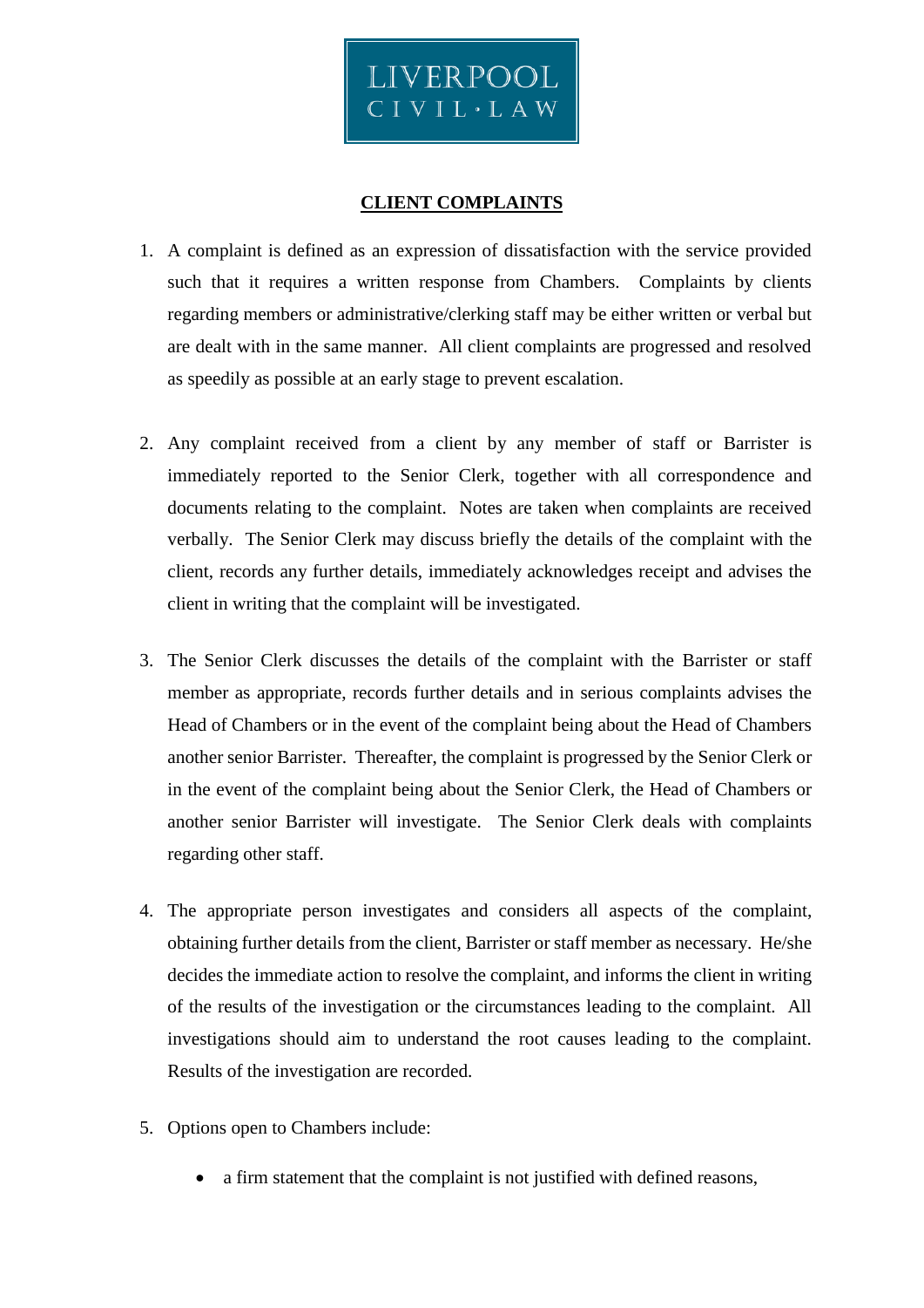LIVERPOOL
CIVIL·LAW

# CLIENT COMPLAINTS

1. A complaint is defined as an expression of dissatisfaction with the service provided such that it requires a written response from Chambers. Complaints by clients regarding members or administrative/clerking staff may be either written or verbal but are dealt with in the same manner. All client complaints are progressed and resolved as speedily as possible at an early stage to prevent escalation.

2. Any complaint received from a client by any member of staff or Barrister is immediately reported to the Senior Clerk, together with all correspondence and documents relating to the complaint. Notes are taken when complaints are received verbally. The Senior Clerk may discuss briefly the details of the complaint with the client, records any further details, immediately acknowledges receipt and advises the client in writing that the complaint will be investigated.

3. The Senior Clerk discusses the details of the complaint with the Barrister or staff member as appropriate, records further details and in serious complaints advises the Head of Chambers or in the event of the complaint being about the Head of Chambers another senior Barrister. Thereafter, the complaint is progressed by the Senior Clerk or in the event of the complaint being about the Senior Clerk, the Head of Chambers or another senior Barrister will investigate. The Senior Clerk deals with complaints regarding other staff.

4. The appropriate person investigates and considers all aspects of the complaint, obtaining further details from the client, Barrister or staff member as necessary. He/she decides the immediate action to resolve the complaint, and informs the client in writing of the results of the investigation or the circumstances leading to the complaint. All investigations should aim to understand the root causes leading to the complaint. Results of the investigation are recorded.

5. Options open to Chambers include:

   - a firm statement that the complaint is not justified with defined reasons,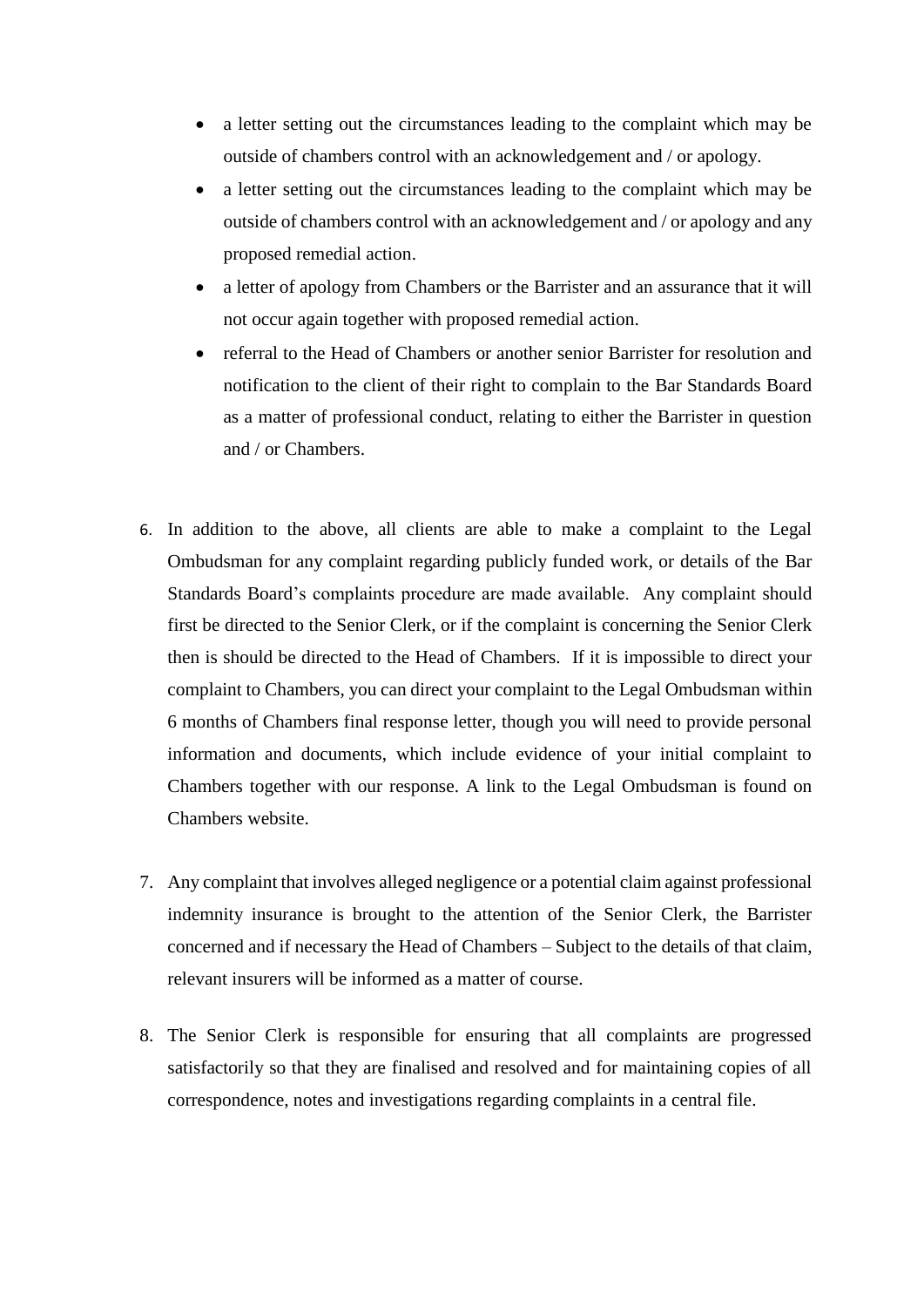- a letter setting out the circumstances leading to the complaint which may be outside of chambers control with an acknowledgement and / or apology.
- a letter setting out the circumstances leading to the complaint which may be outside of chambers control with an acknowledgement and / or apology and any proposed remedial action.
- a letter of apology from Chambers or the Barrister and an assurance that it will not occur again together with proposed remedial action.
- referral to the Head of Chambers or another senior Barrister for resolution and notification to the client of their right to complain to the Bar Standards Board as a matter of professional conduct, relating to either the Barrister in question and / or Chambers.

6. In addition to the above, all clients are able to make a complaint to the Legal Ombudsman for any complaint regarding publicly funded work, or details of the Bar Standards Board's complaints procedure are made available. Any complaint should first be directed to the Senior Clerk, or if the complaint is concerning the Senior Clerk then is should be directed to the Head of Chambers. If it is impossible to direct your complaint to Chambers, you can direct your complaint to the Legal Ombudsman within 6 months of Chambers final response letter, though you will need to provide personal information and documents, which include evidence of your initial complaint to Chambers together with our response. A link to the Legal Ombudsman is found on Chambers website.

7. Any complaint that involves alleged negligence or a potential claim against professional indemnity insurance is brought to the attention of the Senior Clerk, the Barrister concerned and if necessary the Head of Chambers – Subject to the details of that claim, relevant insurers will be informed as a matter of course.

8. The Senior Clerk is responsible for ensuring that all complaints are progressed satisfactorily so that they are finalised and resolved and for maintaining copies of all correspondence, notes and investigations regarding complaints in a central file.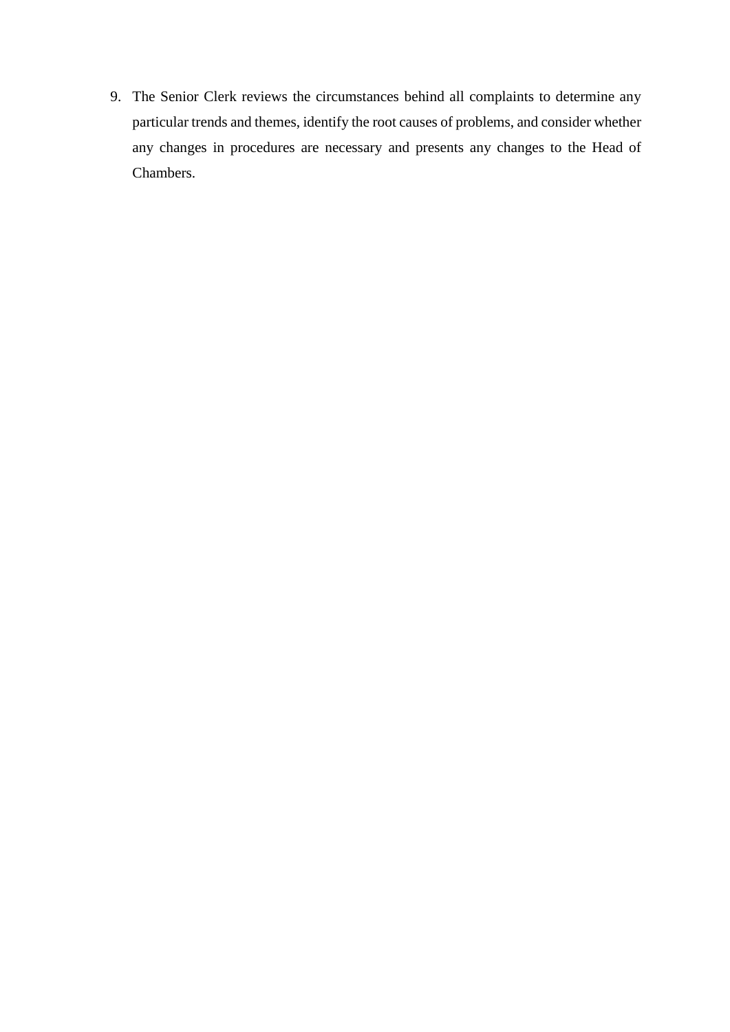9. The Senior Clerk reviews the circumstances behind all complaints to determine any particular trends and themes, identify the root causes of problems, and consider whether any changes in procedures are necessary and presents any changes to the Head of Chambers.